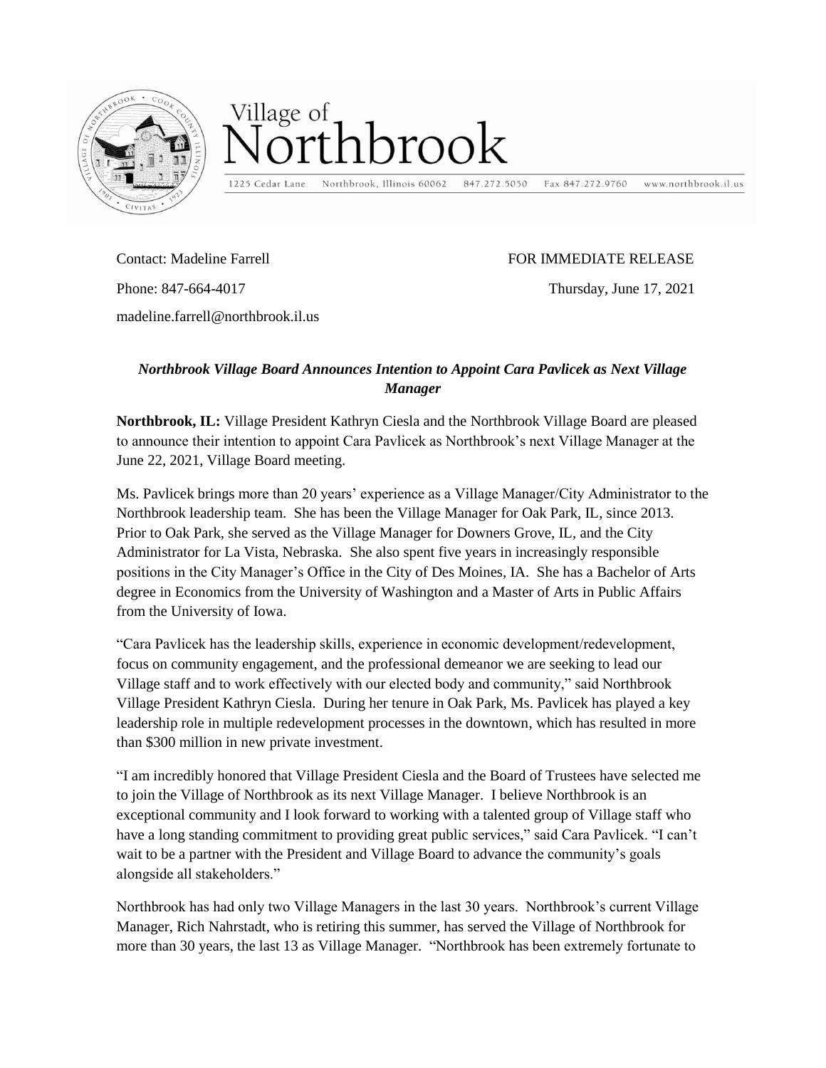Village of
# Northbrook

1225 Cedar Lane   Northbrook, Illinois 60062   847.272.5050   Fax 847.272.9760   www.northbrook.il.us

Contact: Madeline Farrell

Phone: 847-664-4017

madeline.farrell@northbrook.il.us

FOR IMMEDIATE RELEASE

Thursday, June 17, 2021

## *Northbrook Village Board Announces Intention to Appoint Cara Pavlicek as Next Village Manager*

**Northbrook, IL:** Village President Kathryn Ciesla and the Northbrook Village Board are pleased to announce their intention to appoint Cara Pavlicek as Northbrook's next Village Manager at the June 22, 2021, Village Board meeting.

Ms. Pavlicek brings more than 20 years' experience as a Village Manager/City Administrator to the Northbrook leadership team. She has been the Village Manager for Oak Park, IL, since 2013. Prior to Oak Park, she served as the Village Manager for Downers Grove, IL, and the City Administrator for La Vista, Nebraska. She also spent five years in increasingly responsible positions in the City Manager's Office in the City of Des Moines, IA. She has a Bachelor of Arts degree in Economics from the University of Washington and a Master of Arts in Public Affairs from the University of Iowa.

"Cara Pavlicek has the leadership skills, experience in economic development/redevelopment, focus on community engagement, and the professional demeanor we are seeking to lead our Village staff and to work effectively with our elected body and community," said Northbrook Village President Kathryn Ciesla. During her tenure in Oak Park, Ms. Pavlicek has played a key leadership role in multiple redevelopment processes in the downtown, which has resulted in more than $300 million in new private investment.

"I am incredibly honored that Village President Ciesla and the Board of Trustees have selected me to join the Village of Northbrook as its next Village Manager. I believe Northbrook is an exceptional community and I look forward to working with a talented group of Village staff who have a long standing commitment to providing great public services," said Cara Pavlicek. "I can't wait to be a partner with the President and Village Board to advance the community's goals alongside all stakeholders."

Northbrook has had only two Village Managers in the last 30 years. Northbrook's current Village Manager, Rich Nahrstadt, who is retiring this summer, has served the Village of Northbrook for more than 30 years, the last 13 as Village Manager. "Northbrook has been extremely fortunate to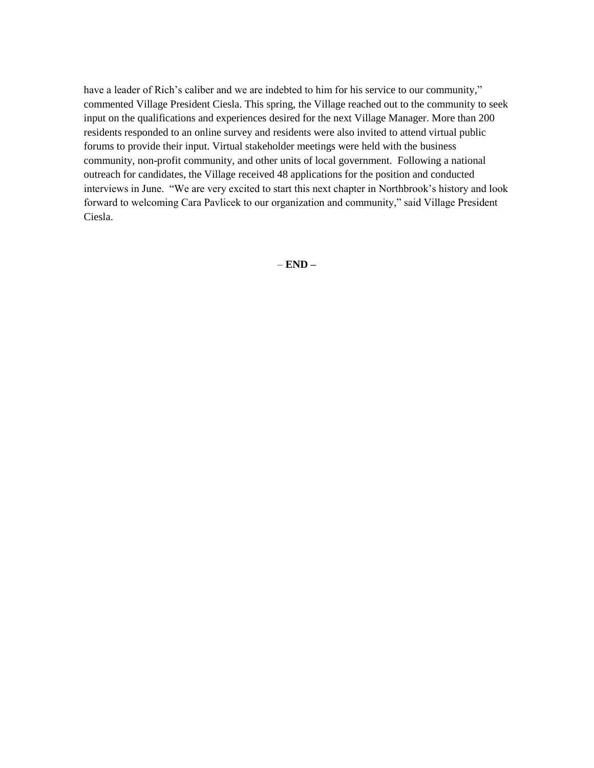have a leader of Rich's caliber and we are indebted to him for his service to our community," commented Village President Ciesla. This spring, the Village reached out to the community to seek input on the qualifications and experiences desired for the next Village Manager. More than 200 residents responded to an online survey and residents were also invited to attend virtual public forums to provide their input. Virtual stakeholder meetings were held with the business community, non-profit community, and other units of local government. Following a national outreach for candidates, the Village received 48 applications for the position and conducted interviews in June. "We are very excited to start this next chapter in Northbrook's history and look forward to welcoming Cara Pavlicek to our organization and community," said Village President Ciesla.

– **END –**